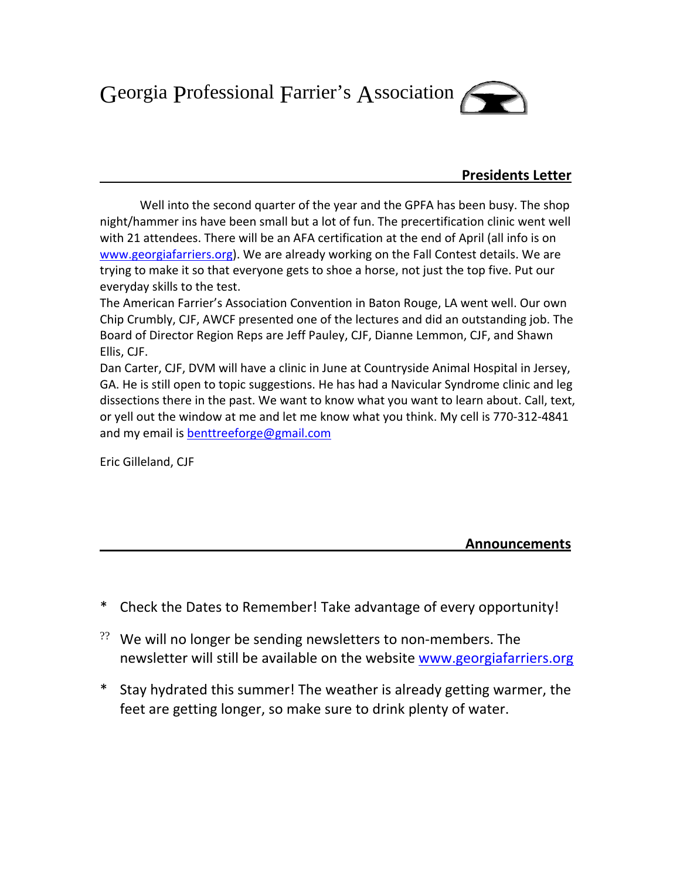# Georgia Professional Farrier's Association

## Presidents Letter

Well into the second quarter of the year and the GPFA has been busy. The shop night/hammer ins have been small but a lot of fun. The precertification clinic went well with 21 attendees. There will be an AFA certification at the end of April (all info is on www.georgiafarriers.org). We are already working on the Fall Contest details. We are trying to make it so that everyone gets to shoe a horse, not just the top five. Put our everyday skills to the test.

The American Farrier's Association Convention in Baton Rouge, LA went well. Our own Chip Crumbly, CJF, AWCF presented one of the lectures and did an outstanding job. The Board of Director Region Reps are Jeff Pauley, CJF, Dianne Lemmon, CJF, and Shawn Ellis, CJF.

Dan Carter, CJF, DVM will have a clinic in June at Countryside Animal Hospital in Jersey, GA. He is still open to topic suggestions. He has had a Navicular Syndrome clinic and leg dissections there in the past. We want to know what you want to learn about. Call, text, or yell out the window at me and let me know what you think. My cell is 770-312-4841 and my email is benttreeforge@gmail.com

Eric Gilleland, CJF

## Announcements

- Check the Dates to Remember! Take advantage of every opportunity!
- We will no longer be sending newsletters to non-members. The newsletter will still be available on the website www.georgiafarriers.org
- Stay hydrated this summer! The weather is already getting warmer, the feet are getting longer, so make sure to drink plenty of water.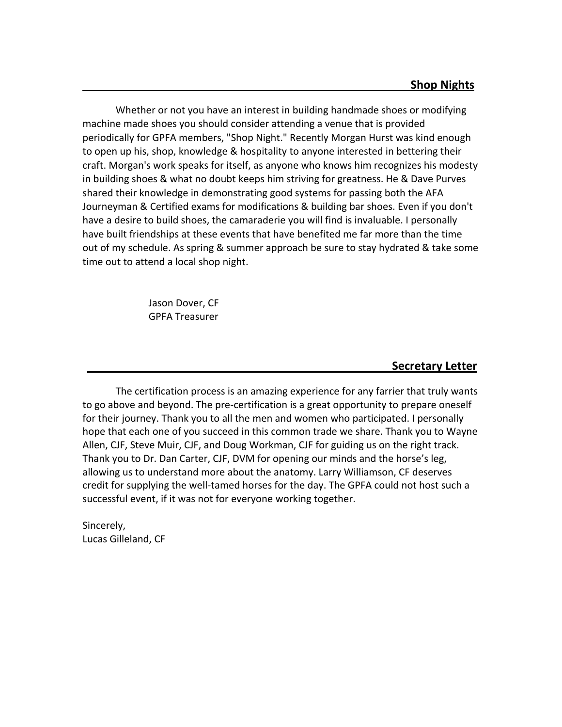## Shop Nights

Whether or not you have an interest in building handmade shoes or modifying machine made shoes you should consider attending a venue that is provided periodically for GPFA members, "Shop Night." Recently Morgan Hurst was kind enough to open up his, shop, knowledge & hospitality to anyone interested in bettering their craft. Morgan's work speaks for itself, as anyone who knows him recognizes his modesty in building shoes & what no doubt keeps him striving for greatness. He & Dave Purves shared their knowledge in demonstrating good systems for passing both the AFA Journeyman & Certified exams for modifications & building bar shoes. Even if you don't have a desire to build shoes, the camaraderie you will find is invaluable. I personally have built friendships at these events that have benefited me far more than the time out of my schedule. As spring & summer approach be sure to stay hydrated & take some time out to attend a local shop night.

Jason Dover, CF
GPFA Treasurer

## Secretary Letter

The certification process is an amazing experience for any farrier that truly wants to go above and beyond. The pre-certification is a great opportunity to prepare oneself for their journey. Thank you to all the men and women who participated. I personally hope that each one of you succeed in this common trade we share. Thank you to Wayne Allen, CJF, Steve Muir, CJF, and Doug Workman, CJF for guiding us on the right track. Thank you to Dr. Dan Carter, CJF, DVM for opening our minds and the horse's leg, allowing us to understand more about the anatomy. Larry Williamson, CF deserves credit for supplying the well-tamed horses for the day. The GPFA could not host such a successful event, if it was not for everyone working together.

Sincerely,
Lucas Gilleland, CF